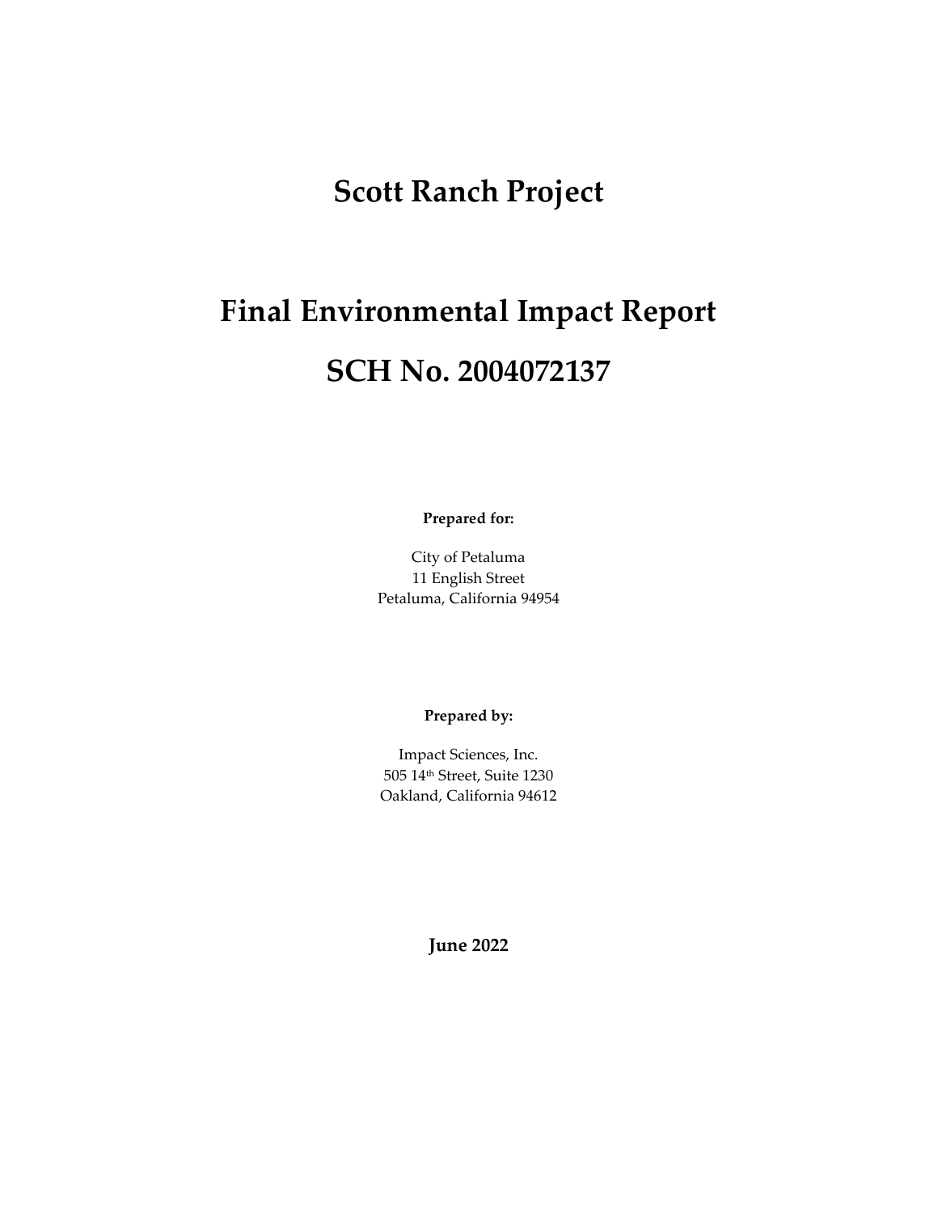# Scott Ranch Project

# Final Environmental Impact Report

# SCH No. 2004072137

**Prepared for:**

City of Petaluma
11 English Street
Petaluma, California 94954

**Prepared by:**

Impact Sciences, Inc.
505 14th Street, Suite 1230
Oakland, California 94612

**June 2022**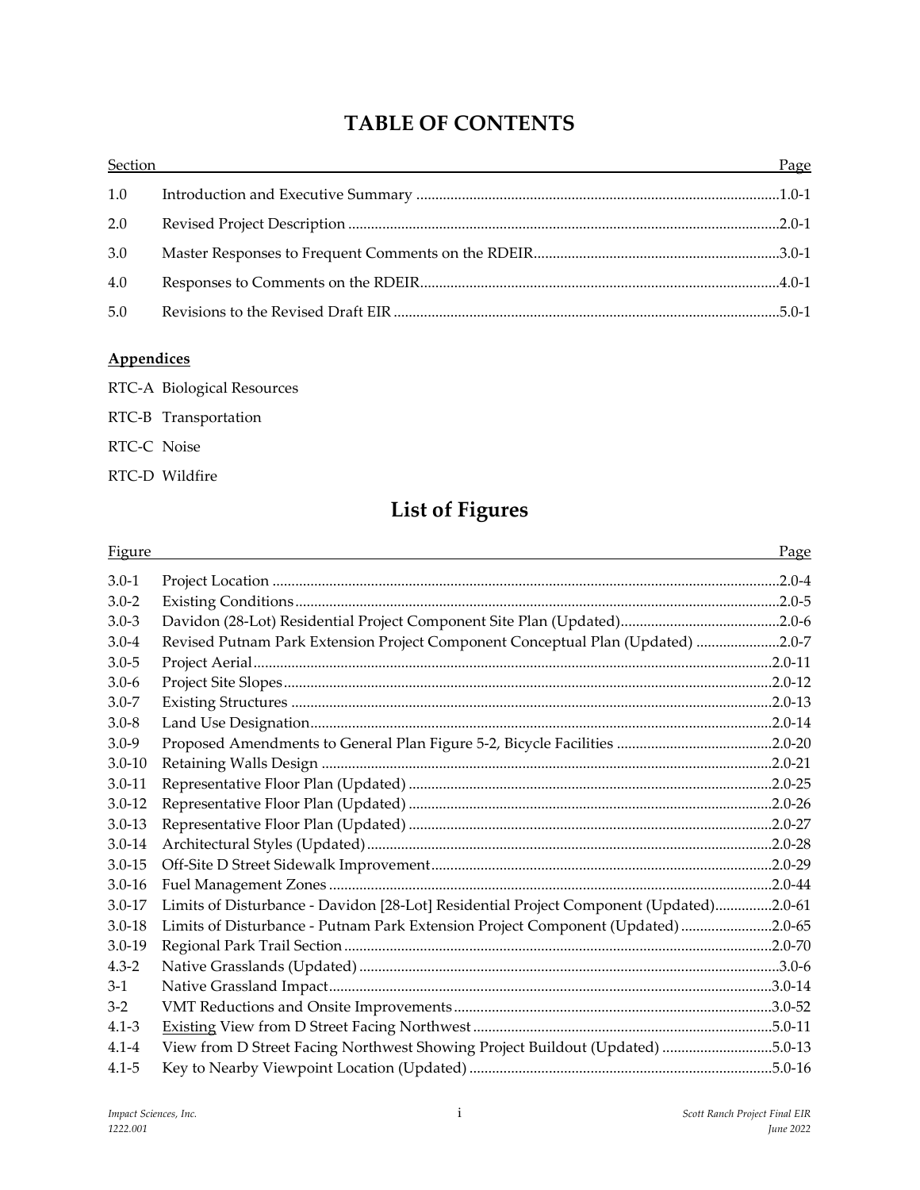# TABLE OF CONTENTS

| Section | | Page |
|---|---|---|
| 1.0 | Introduction and Executive Summary | 1.0-1 |
| 2.0 | Revised Project Description | 2.0-1 |
| 3.0 | Master Responses to Frequent Comments on the RDEIR | 3.0-1 |
| 4.0 | Responses to Comments on the RDEIR | 4.0-1 |
| 5.0 | Revisions to the Revised Draft EIR | 5.0-1 |

**Appendices**

RTC-A Biological Resources

RTC-B Transportation

RTC-C Noise

RTC-D Wildfire

## List of Figures

| Figure | | Page |
|---|---|---|
| 3.0-1 | Project Location | 2.0-4 |
| 3.0-2 | Existing Conditions | 2.0-5 |
| 3.0-3 | Davidon (28-Lot) Residential Project Component Site Plan (Updated) | 2.0-6 |
| 3.0-4 | Revised Putnam Park Extension Project Component Conceptual Plan (Updated) | 2.0-7 |
| 3.0-5 | Project Aerial | 2.0-11 |
| 3.0-6 | Project Site Slopes | 2.0-12 |
| 3.0-7 | Existing Structures | 2.0-13 |
| 3.0-8 | Land Use Designation | 2.0-14 |
| 3.0-9 | Proposed Amendments to General Plan Figure 5-2, Bicycle Facilities | 2.0-20 |
| 3.0-10 | Retaining Walls Design | 2.0-21 |
| 3.0-11 | Representative Floor Plan (Updated) | 2.0-25 |
| 3.0-12 | Representative Floor Plan (Updated) | 2.0-26 |
| 3.0-13 | Representative Floor Plan (Updated) | 2.0-27 |
| 3.0-14 | Architectural Styles (Updated) | 2.0-28 |
| 3.0-15 | Off-Site D Street Sidewalk Improvement | 2.0-29 |
| 3.0-16 | Fuel Management Zones | 2.0-44 |
| 3.0-17 | Limits of Disturbance - Davidon [28-Lot] Residential Project Component (Updated) | 2.0-61 |
| 3.0-18 | Limits of Disturbance - Putnam Park Extension Project Component (Updated) | 2.0-65 |
| 3.0-19 | Regional Park Trail Section | 2.0-70 |
| 4.3-2 | Native Grasslands (Updated) | 3.0-6 |
| 3-1 | Native Grassland Impact | 3.0-14 |
| 3-2 | VMT Reductions and Onsite Improvements | 3.0-52 |
| 4.1-3 | <u>Existing</u> View from D Street Facing Northwest | 5.0-11 |
| 4.1-4 | View from D Street Facing Northwest Showing Project Buildout (Updated) | 5.0-13 |
| 4.1-5 | Key to Nearby Viewpoint Location (Updated) | 5.0-16 |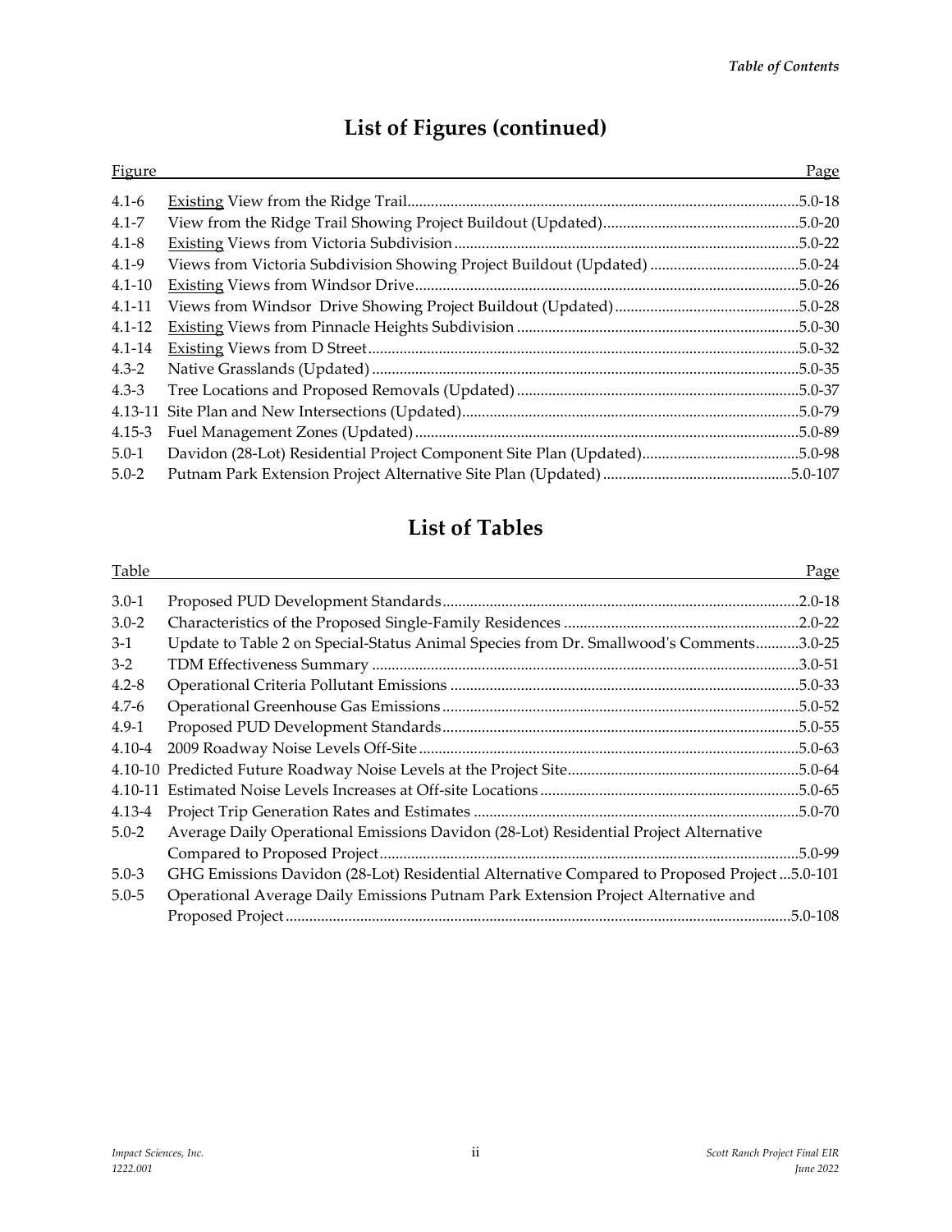## List of Figures (continued)

| Figure | | Page |
|---|---|---|
| 4.1-6 | Existing View from the Ridge Trail | 5.0-18 |
| 4.1-7 | View from the Ridge Trail Showing Project Buildout (Updated) | 5.0-20 |
| 4.1-8 | Existing Views from Victoria Subdivision | 5.0-22 |
| 4.1-9 | Views from Victoria Subdivision Showing Project Buildout (Updated) | 5.0-24 |
| 4.1-10 | Existing Views from Windsor Drive | 5.0-26 |
| 4.1-11 | Views from Windsor Drive Showing Project Buildout (Updated) | 5.0-28 |
| 4.1-12 | Existing Views from Pinnacle Heights Subdivision | 5.0-30 |
| 4.1-14 | Existing Views from D Street | 5.0-32 |
| 4.3-2 | Native Grasslands (Updated) | 5.0-35 |
| 4.3-3 | Tree Locations and Proposed Removals (Updated) | 5.0-37 |
| 4.13-11 | Site Plan and New Intersections (Updated) | 5.0-79 |
| 4.15-3 | Fuel Management Zones (Updated) | 5.0-89 |
| 5.0-1 | Davidon (28-Lot) Residential Project Component Site Plan (Updated) | 5.0-98 |
| 5.0-2 | Putnam Park Extension Project Alternative Site Plan (Updated) | 5.0-107 |

## List of Tables

| Table | | Page |
|---|---|---|
| 3.0-1 | Proposed PUD Development Standards | 2.0-18 |
| 3.0-2 | Characteristics of the Proposed Single-Family Residences | 2.0-22 |
| 3-1 | Update to Table 2 on Special-Status Animal Species from Dr. Smallwood's Comments | 3.0-25 |
| 3-2 | TDM Effectiveness Summary | 3.0-51 |
| 4.2-8 | Operational Criteria Pollutant Emissions | 5.0-33 |
| 4.7-6 | Operational Greenhouse Gas Emissions | 5.0-52 |
| 4.9-1 | Proposed PUD Development Standards | 5.0-55 |
| 4.10-4 | 2009 Roadway Noise Levels Off-Site | 5.0-63 |
| 4.10-10 | Predicted Future Roadway Noise Levels at the Project Site | 5.0-64 |
| 4.10-11 | Estimated Noise Levels Increases at Off-site Locations | 5.0-65 |
| 4.13-4 | Project Trip Generation Rates and Estimates | 5.0-70 |
| 5.0-2 | Average Daily Operational Emissions Davidon (28-Lot) Residential Project Alternative Compared to Proposed Project | 5.0-99 |
| 5.0-3 | GHG Emissions Davidon (28-Lot) Residential Alternative Compared to Proposed Project | 5.0-101 |
| 5.0-5 | Operational Average Daily Emissions Putnam Park Extension Project Alternative and Proposed Project | 5.0-108 |